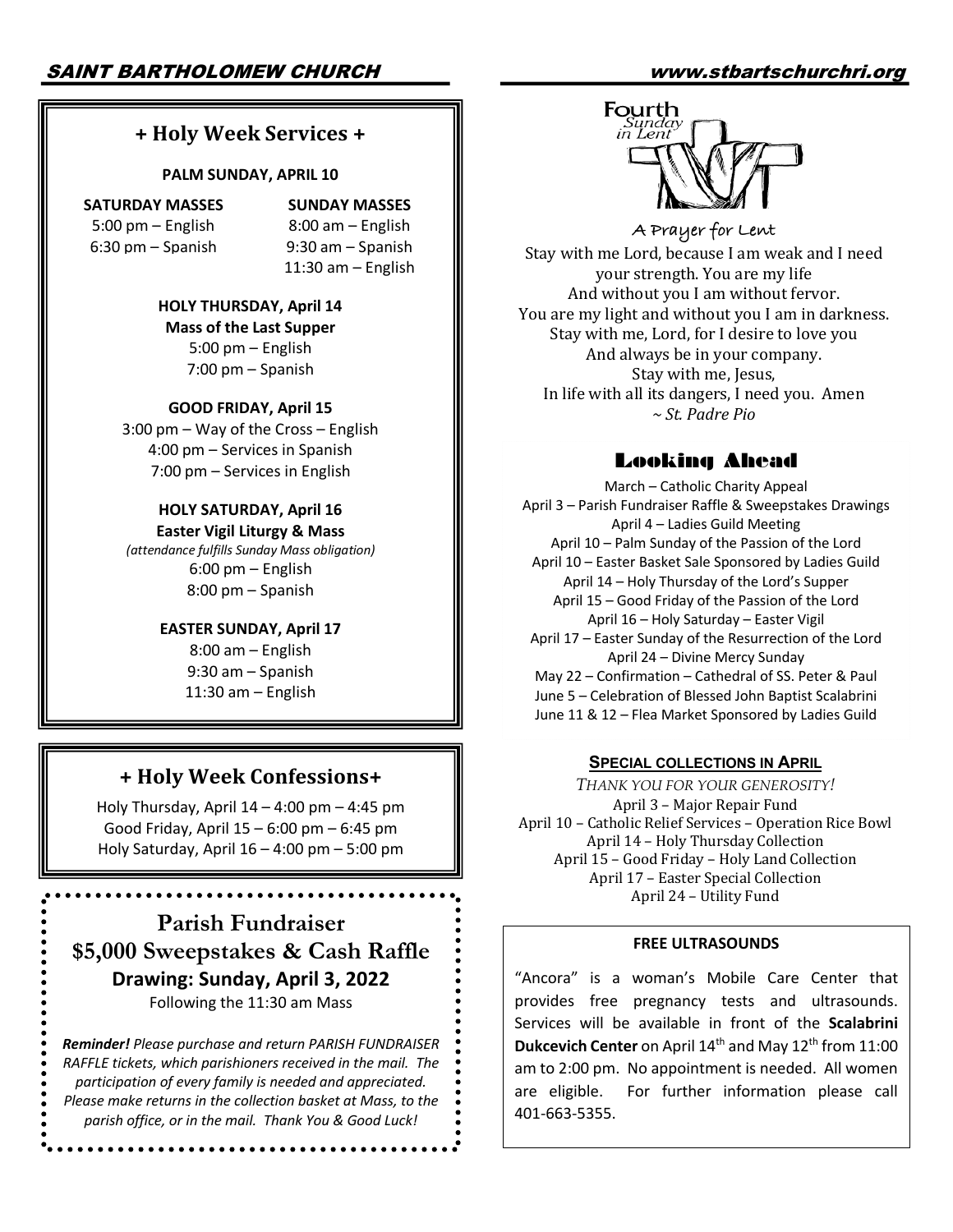## + Holy Week Services +

**PALM SUNDAY, APRIL 10**

| SATURDAY MASSES | SUNDAY MASSES |
|---|---|
| 5:00 pm – English | 8:00 am – English |
| 6:30 pm – Spanish | 9:30 am – Spanish |
| | 11:30 am – English |

**HOLY THURSDAY, April 14**
**Mass of the Last Supper**
5:00 pm – English
7:00 pm – Spanish

**GOOD FRIDAY, April 15**
3:00 pm – Way of the Cross – English
4:00 pm – Services in Spanish
7:00 pm – Services in English

**HOLY SATURDAY, April 16**
**Easter Vigil Liturgy & Mass**
*(attendance fulfills Sunday Mass obligation)*
6:00 pm – English
8:00 pm – Spanish

**EASTER SUNDAY, April 17**
8:00 am – English
9:30 am – Spanish
11:30 am – English

## + Holy Week Confessions+

Holy Thursday, April 14 – 4:00 pm – 4:45 pm
Good Friday, April 15 – 6:00 pm – 6:45 pm
Holy Saturday, April 16 – 4:00 pm – 5:00 pm

## Parish Fundraiser
## $5,000 Sweepstakes & Cash Raffle
**Drawing: Sunday, April 3, 2022**
Following the 11:30 am Mass

***Reminder!*** *Please purchase and return PARISH FUNDRAISER RAFFLE tickets, which parishioners received in the mail. The participation of every family is needed and appreciated. Please make returns in the collection basket at Mass, to the parish office, or in the mail. Thank You & Good Luck!*

Fourth Sunday in Lent

### A Prayer for Lent

Stay with me Lord, because I am weak and I need your strength. You are my life
And without you I am without fervor.
You are my light and without you I am in darkness.
Stay with me, Lord, for I desire to love you
And always be in your company.
Stay with me, Jesus,
In life with all its dangers, I need you. Amen
*~ St. Padre Pio*

## Looking Ahead

March – Catholic Charity Appeal
April 3 – Parish Fundraiser Raffle & Sweepstakes Drawings
April 4 – Ladies Guild Meeting
April 10 – Palm Sunday of the Passion of the Lord
April 10 – Easter Basket Sale Sponsored by Ladies Guild
April 14 – Holy Thursday of the Lord's Supper
April 15 – Good Friday of the Passion of the Lord
April 16 – Holy Saturday – Easter Vigil
April 17 – Easter Sunday of the Resurrection of the Lord
April 24 – Divine Mercy Sunday
May 22 – Confirmation – Cathedral of SS. Peter & Paul
June 5 – Celebration of Blessed John Baptist Scalabrini
June 11 & 12 – Flea Market Sponsored by Ladies Guild

### SPECIAL COLLECTIONS IN APRIL

*THANK YOU FOR YOUR GENEROSITY!*
April 3 – Major Repair Fund
April 10 – Catholic Relief Services – Operation Rice Bowl
April 14 – Holy Thursday Collection
April 15 – Good Friday – Holy Land Collection
April 17 – Easter Special Collection
April 24 – Utility Fund

### FREE ULTRASOUNDS

"Ancora" is a woman's Mobile Care Center that provides free pregnancy tests and ultrasounds. Services will be available in front of the **Scalabrini Dukcevich Center** on April 14th and May 12th from 11:00 am to 2:00 pm. No appointment is needed. All women are eligible. For further information please call 401-663-5355.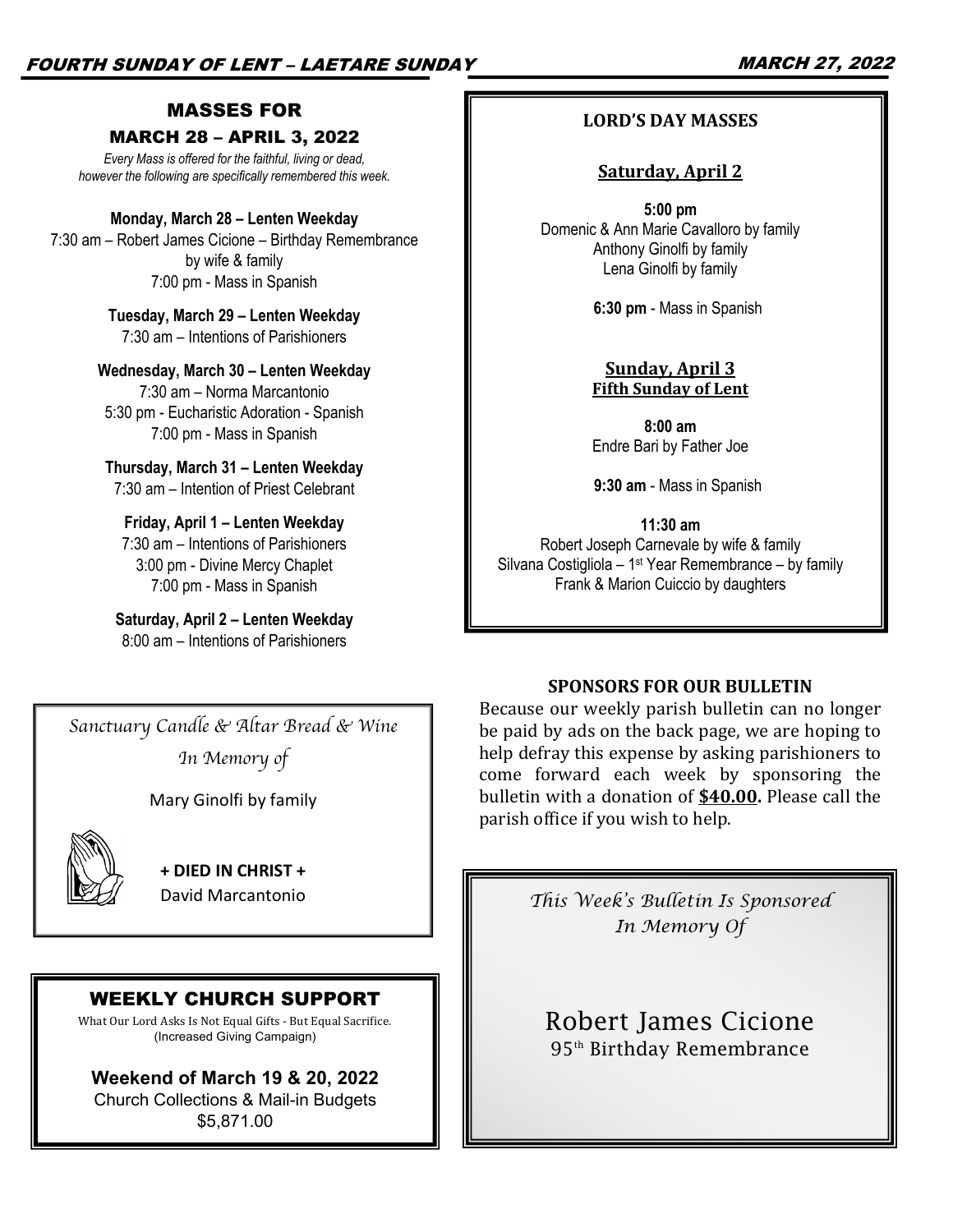## FOURTH SUNDAY OF LENT – LAETARE SUNDAY

**MARCH 27, 2022**

## MASSES FOR MARCH 28 – APRIL 3, 2022

*Every Mass is offered for the faithful, living or dead, however the following are specifically remembered this week.*

**Monday, March 28 – Lenten Weekday**
7:30 am – Robert James Cicione – Birthday Remembrance by wife & family
7:00 pm - Mass in Spanish

**Tuesday, March 29 – Lenten Weekday**
7:30 am – Intentions of Parishioners

**Wednesday, March 30 – Lenten Weekday**
7:30 am – Norma Marcantonio
5:30 pm - Eucharistic Adoration - Spanish
7:00 pm - Mass in Spanish

**Thursday, March 31 – Lenten Weekday**
7:30 am – Intention of Priest Celebrant

**Friday, April 1 – Lenten Weekday**
7:30 am – Intentions of Parishioners
3:00 pm - Divine Mercy Chaplet
7:00 pm - Mass in Spanish

**Saturday, April 2 – Lenten Weekday**
8:00 am – Intentions of Parishioners

### LORD'S DAY MASSES

**Saturday, April 2**

**5:00 pm**
Domenic & Ann Marie Cavalloro by family
Anthony Ginolfi by family
Lena Ginolfi by family

**6:30 pm** - Mass in Spanish

**Sunday, April 3**
**Fifth Sunday of Lent**

**8:00 am**
Endre Bari by Father Joe

**9:30 am** - Mass in Spanish

**11:30 am**
Robert Joseph Carnevale by wife & family
Silvana Costigliola – 1st Year Remembrance – by family
Frank & Marion Cuiccio by daughters

*Sanctuary Candle & Altar Bread & Wine*
*In Memory of*

Mary Ginolfi by family

**+ DIED IN CHRIST +**
David Marcantonio

### SPONSORS FOR OUR BULLETIN

Because our weekly parish bulletin can no longer be paid by ads on the back page, we are hoping to help defray this expense by asking parishioners to come forward each week by sponsoring the bulletin with a donation of **$40.00.** Please call the parish office if you wish to help.

### WEEKLY CHURCH SUPPORT

What Our Lord Asks Is Not Equal Gifts - But Equal Sacrifice.
(Increased Giving Campaign)

**Weekend of March 19 & 20, 2022**
Church Collections & Mail-in Budgets
$5,871.00

*This Week's Bulletin Is Sponsored*
*In Memory Of*

Robert James Cicione
95th Birthday Remembrance